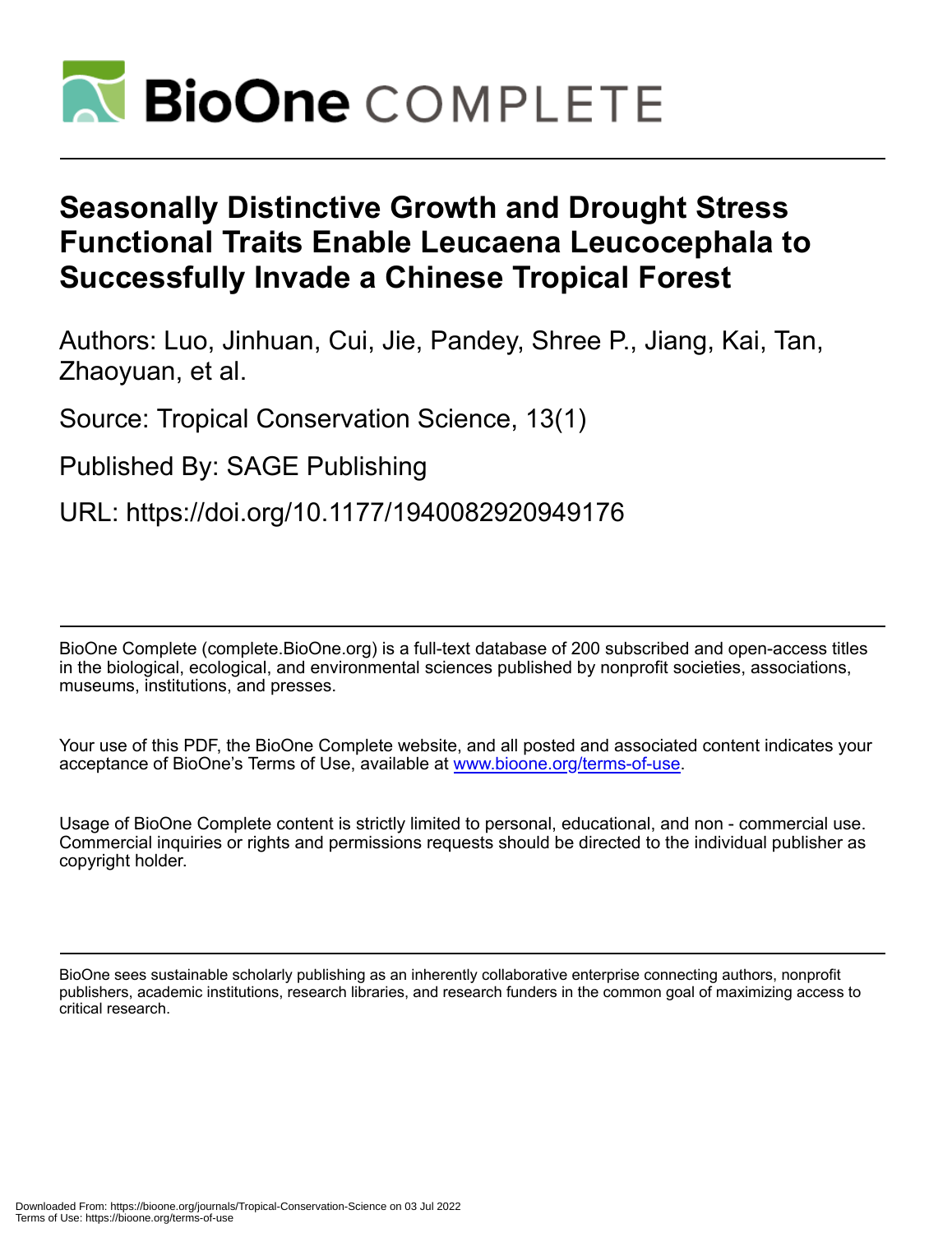# BioOne COMPLETE

## Seasonally Distinctive Growth and Drought Stress Functional Traits Enable Leucaena Leucocephala to Successfully Invade a Chinese Tropical Forest

Authors: Luo, Jinhuan, Cui, Jie, Pandey, Shree P., Jiang, Kai, Tan, Zhaoyuan, et al.

Source: Tropical Conservation Science, 13(1)

Published By: SAGE Publishing

URL: https://doi.org/10.1177/1940082920949176

---

BioOne Complete (complete.BioOne.org) is a full-text database of 200 subscribed and open-access titles in the biological, ecological, and environmental sciences published by nonprofit societies, associations, museums, institutions, and presses.

Your use of this PDF, the BioOne Complete website, and all posted and associated content indicates your acceptance of BioOne's Terms of Use, available at www.bioone.org/terms-of-use.

Usage of BioOne Complete content is strictly limited to personal, educational, and non - commercial use. Commercial inquiries or rights and permissions requests should be directed to the individual publisher as copyright holder.

---

BioOne sees sustainable scholarly publishing as an inherently collaborative enterprise connecting authors, nonprofit publishers, academic institutions, research libraries, and research funders in the common goal of maximizing access to critical research.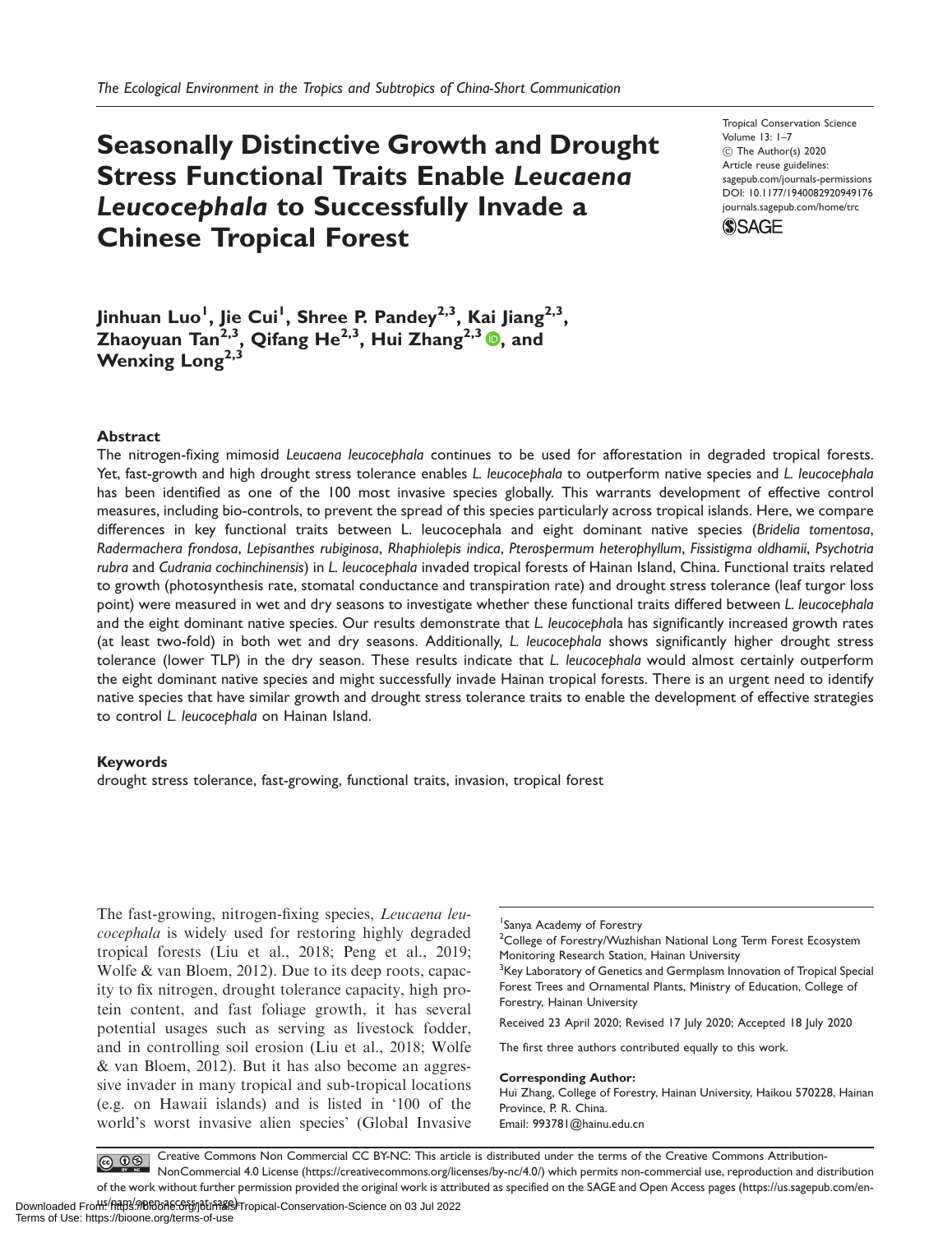# Seasonally Distinctive Growth and Drought Stress Functional Traits Enable *Leucaena Leucocephala* to Successfully Invade a Chinese Tropical Forest

Tropical Conservation Science
Volume 13: 1–7
© The Author(s) 2020
Article reuse guidelines: sagepub.com/journals-permissions
DOI: 10.1177/1940082920949176
journals.sagepub.com/home/trc

**Jinhuan Luo[1], Jie Cui[1], Shree P. Pandey[2,3], Kai Jiang[2,3], Zhaoyuan Tan[2,3], Qifang He[2,3], Hui Zhang[2,3], and Wenxing Long[2,3]**

## Abstract

The nitrogen-fixing mimosid *Leucaena leucocephala* continues to be used for afforestation in degraded tropical forests. Yet, fast-growth and high drought stress tolerance enables *L. leucocephala* to outperform native species and *L. leucocephala* has been identified as one of the 100 most invasive species globally. This warrants development of effective control measures, including bio-controls, to prevent the spread of this species particularly across tropical islands. Here, we compare differences in key functional traits between L. leucocephala and eight dominant native species (*Bridelia tomentosa*, *Radermachera frondosa*, *Lepisanthes rubiginosa*, *Rhaphiolepis indica*, *Pterospermum heterophyllum*, *Fissistigma oldhamii*, *Psychotria rubra* and *Cudrania cochinchinensis*) in *L. leucocephala* invaded tropical forests of Hainan Island, China. Functional traits related to growth (photosynthesis rate, stomatal conductance and transpiration rate) and drought stress tolerance (leaf turgor loss point) were measured in wet and dry seasons to investigate whether these functional traits differed between *L. leucocephala* and the eight dominant native species. Our results demonstrate that *L. leucocephal*a has significantly increased growth rates (at least two-fold) in both wet and dry seasons. Additionally, *L. leucocephala* shows significantly higher drought stress tolerance (lower TLP) in the dry season. These results indicate that *L. leucocephala* would almost certainly outperform the eight dominant native species and might successfully invade Hainan tropical forests. There is an urgent need to identify native species that have similar growth and drought stress tolerance traits to enable the development of effective strategies to control *L. leucocephala* on Hainan Island.

### Keywords

drought stress tolerance, fast-growing, functional traits, invasion, tropical forest

The fast-growing, nitrogen-fixing species, *Leucaena leucocephala* is widely used for restoring highly degraded tropical forests (Liu et al., 2018; Peng et al., 2019; Wolfe & van Bloem, 2012). Due to its deep roots, capacity to fix nitrogen, drought tolerance capacity, high protein content, and fast foliage growth, it has several potential usages such as serving as livestock fodder, and in controlling soil erosion (Liu et al., 2018; Wolfe & van Bloem, 2012). But it has also become an aggressive invader in many tropical and sub-tropical locations (e.g. on Hawaii islands) and is listed in '100 of the world's worst invasive alien species' (Global Invasive

[1]Sanya Academy of Forestry
[2]College of Forestry/Wuzhishan National Long Term Forest Ecosystem Monitoring Research Station, Hainan University
[3]Key Laboratory of Genetics and Germplasm Innovation of Tropical Special Forest Trees and Ornamental Plants, Ministry of Education, College of Forestry, Hainan University

Received 23 April 2020; Revised 17 July 2020; Accepted 18 July 2020

The first three authors contributed equally to this work.

**Corresponding Author:**
Hui Zhang, College of Forestry, Hainan University, Haikou 570228, Hainan Province, P. R. China.
Email: 993781@hainu.edu.cn

Creative Commons Non Commercial CC BY-NC: This article is distributed under the terms of the Creative Commons Attribution-NonCommercial 4.0 License (https://creativecommons.org/licenses/by-nc/4.0/) which permits non-commercial use, reproduction and distribution of the work without further permission provided the original work is attributed as specified on the SAGE and Open Access pages (https://us.sagepub.com/en-us/nam/open-access-at-sage).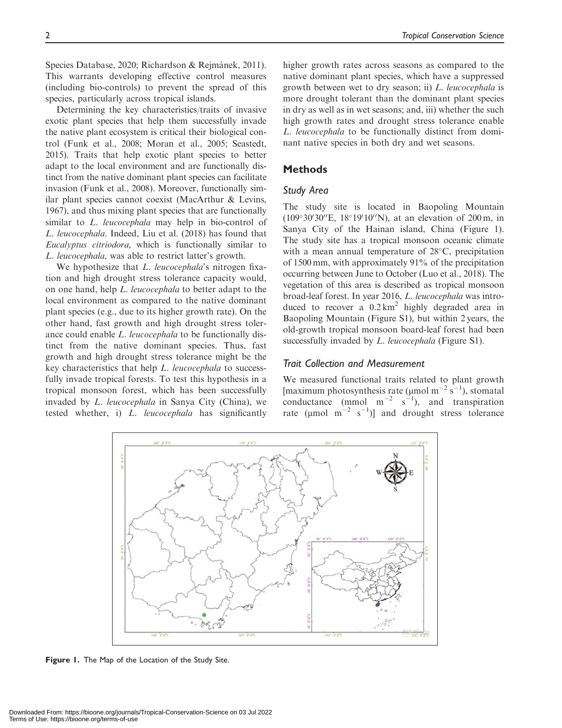Species Database, 2020; Richardson & Rejmánek, 2011). This warrants developing effective control measures (including bio-controls) to prevent the spread of this species, particularly across tropical islands.

Determining the key characteristics/traits of invasive exotic plant species that help them successfully invade the native plant ecosystem is critical their biological control (Funk et al., 2008; Moran et al., 2005; Seastedt, 2015). Traits that help exotic plant species to better adapt to the local environment and are functionally distinct from the native dominant plant species can facilitate invasion (Funk et al., 2008). Moreover, functionally similar plant species cannot coexist (MacArthur & Levins, 1967), and thus mixing plant species that are functionally similar to *L. leucocephala* may help in bio-control of *L. leucocephala*. Indeed, Liu et al. (2018) has found that *Eucalyptus citriodora*, which is functionally similar to *L. leucocephala*, was able to restrict latter's growth.

We hypothesize that *L. leucocephala*'s nitrogen fixation and high drought stress tolerance capacity would, on one hand, help *L. leucocephala* to better adapt to the local environment as compared to the native dominant plant species (e.g., due to its higher growth rate). On the other hand, fast growth and high drought stress tolerance could enable *L. leucocephala* to be functionally distinct from the native dominant species. Thus, fast growth and high drought stress tolerance might be the key characteristics that help *L. leucocephala* to successfully invade tropical forests. To test this hypothesis in a tropical monsoon forest, which has been successfully invaded by *L. leucocephala* in Sanya City (China), we tested whether, i) *L. leucocephala* has significantly higher growth rates across seasons as compared to the native dominant plant species, which have a suppressed growth between wet to dry season; ii) *L. leucocephala* is more drought tolerant than the dominant plant species in dry as well as in wet seasons; and, iii) whether the such high growth rates and drought stress tolerance enable *L. leucocephala* to be functionally distinct from dominant native species in both dry and wet seasons.

## Methods

### Study Area

The study site is located in Baopoling Mountain (109°30′30″E, 18°19′10″N), at an elevation of 200 m, in Sanya City of the Hainan island, China (Figure 1). The study site has a tropical monsoon oceanic climate with a mean annual temperature of 28°C, precipitation of 1500 mm, with approximately 91% of the precipitation occurring between June to October (Luo et al., 2018). The vegetation of this area is described as tropical monsoon broad-leaf forest. In year 2016, *L. leucocephala* was introduced to recover a 0.2 $km^2$ highly degraded area in Baopoling Mountain (Figure S1), but within 2 years, the old-growth tropical monsoon board-leaf forest had been successfully invaded by *L. leucocephala* (Figure S1).

### Trait Collection and Measurement

We measured functional traits related to plant growth [maximum photosynthesis rate (μmol $m^{-2}$ $s^{-1}$), stomatal conductance (mmol $m^{-2}$ $s^{-1}$), and transpiration rate (μmol $m^{-2}$ $s^{-1}$)] and drought stress tolerance

**Figure 1.** The Map of the Location of the Study Site.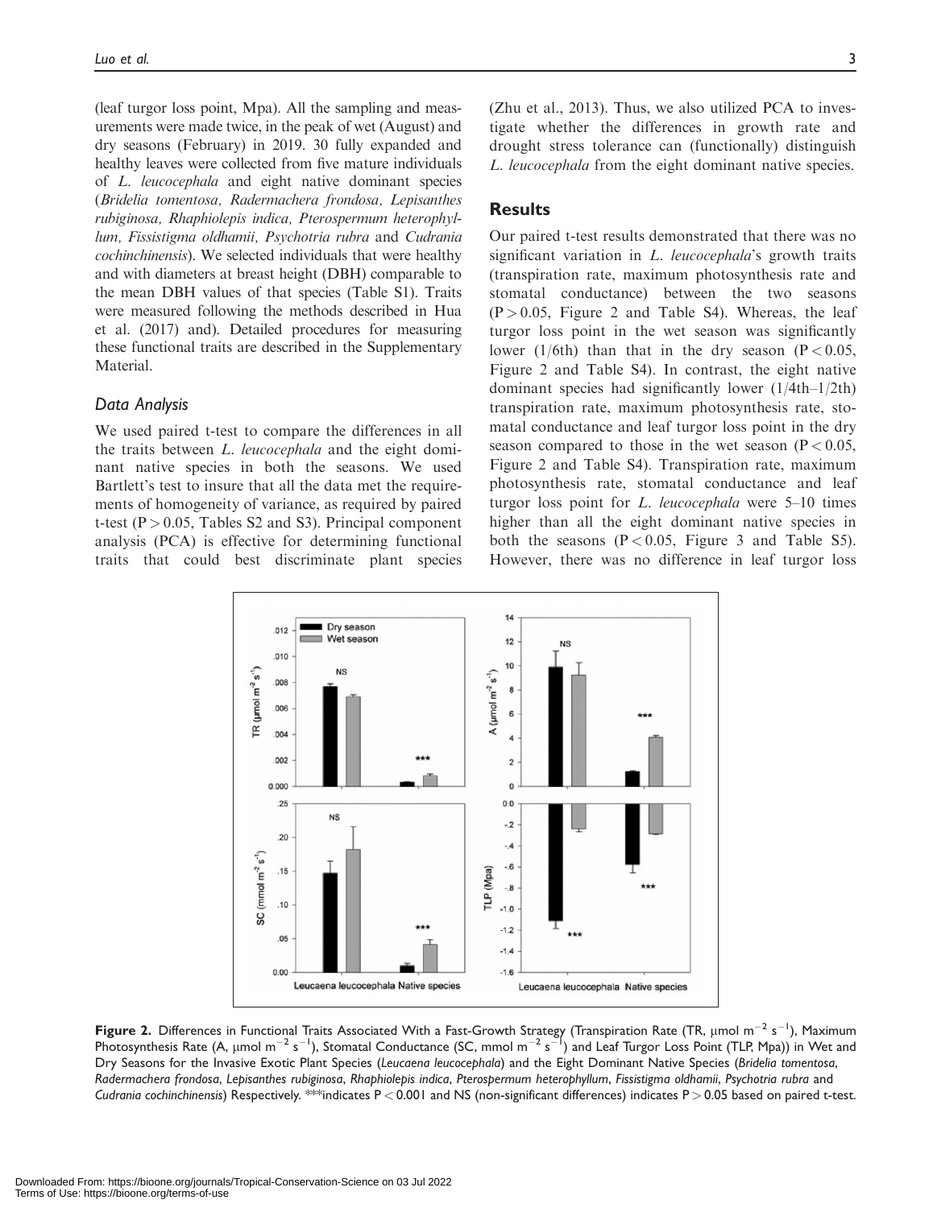(leaf turgor loss point, Mpa). All the sampling and measurements were made twice, in the peak of wet (August) and dry seasons (February) in 2019. 30 fully expanded and healthy leaves were collected from five mature individuals of *L. leucocephala* and eight native dominant species (*Bridelia tomentosa, Radermachera frondosa, Lepisanthes rubiginosa, Rhaphiolepis indica, Pterospermum heterophyllum, Fissistigma oldhamii, Psychotria rubra* and *Cudrania cochinchinensis*). We selected individuals that were healthy and with diameters at breast height (DBH) comparable to the mean DBH values of that species (Table S1). Traits were measured following the methods described in Hua et al. (2017) and). Detailed procedures for measuring these functional traits are described in the Supplementary Material.

### Data Analysis

We used paired t-test to compare the differences in all the traits between *L. leucocephala* and the eight dominant native species in both the seasons. We used Bartlett's test to insure that all the data met the requirements of homogeneity of variance, as required by paired t-test ($P > 0.05$, Tables S2 and S3). Principal component analysis (PCA) is effective for determining functional traits that could best discriminate plant species (Zhu et al., 2013). Thus, we also utilized PCA to investigate whether the differences in growth rate and drought stress tolerance can (functionally) distinguish *L. leucocephala* from the eight dominant native species.

## Results

Our paired t-test results demonstrated that there was no significant variation in *L. leucocephala*'s growth traits (transpiration rate, maximum photosynthesis rate and stomatal conductance) between the two seasons ($P > 0.05$, Figure 2 and Table S4). Whereas, the leaf turgor loss point in the wet season was significantly lower (1/6th) than that in the dry season ($P < 0.05$, Figure 2 and Table S4). In contrast, the eight native dominant species had significantly lower (1/4th–1/2th) transpiration rate, maximum photosynthesis rate, stomatal conductance and leaf turgor loss point in the dry season compared to those in the wet season ($P < 0.05$, Figure 2 and Table S4). Transpiration rate, maximum photosynthesis rate, stomatal conductance and leaf turgor loss point for *L. leucocephala* were 5–10 times higher than all the eight dominant native species in both the seasons ($P < 0.05$, Figure 3 and Table S5). However, there was no difference in leaf turgor loss

**Figure 2.** Differences in Functional Traits Associated With a Fast-Growth Strategy (Transpiration Rate (TR, $\mu$mol m$^{-2}$ s$^{-1}$), Maximum Photosynthesis Rate (A, $\mu$mol m$^{-2}$ s$^{-1}$), Stomatal Conductance (SC, mmol m$^{-2}$ s$^{-1}$) and Leaf Turgor Loss Point (TLP, Mpa)) in Wet and Dry Seasons for the Invasive Exotic Plant Species (*Leucaena leucocephala*) and the Eight Dominant Native Species (*Bridelia tomentosa, Radermachera frondosa, Lepisanthes rubiginosa, Rhaphiolepis indica, Pterospermum heterophyllum, Fissistigma oldhamii, Psychotria rubra* and *Cudrania cochinchinensis*) Respectively. ***indicates $P < 0.001$ and NS (non-significant differences) indicates $P > 0.05$ based on paired t-test.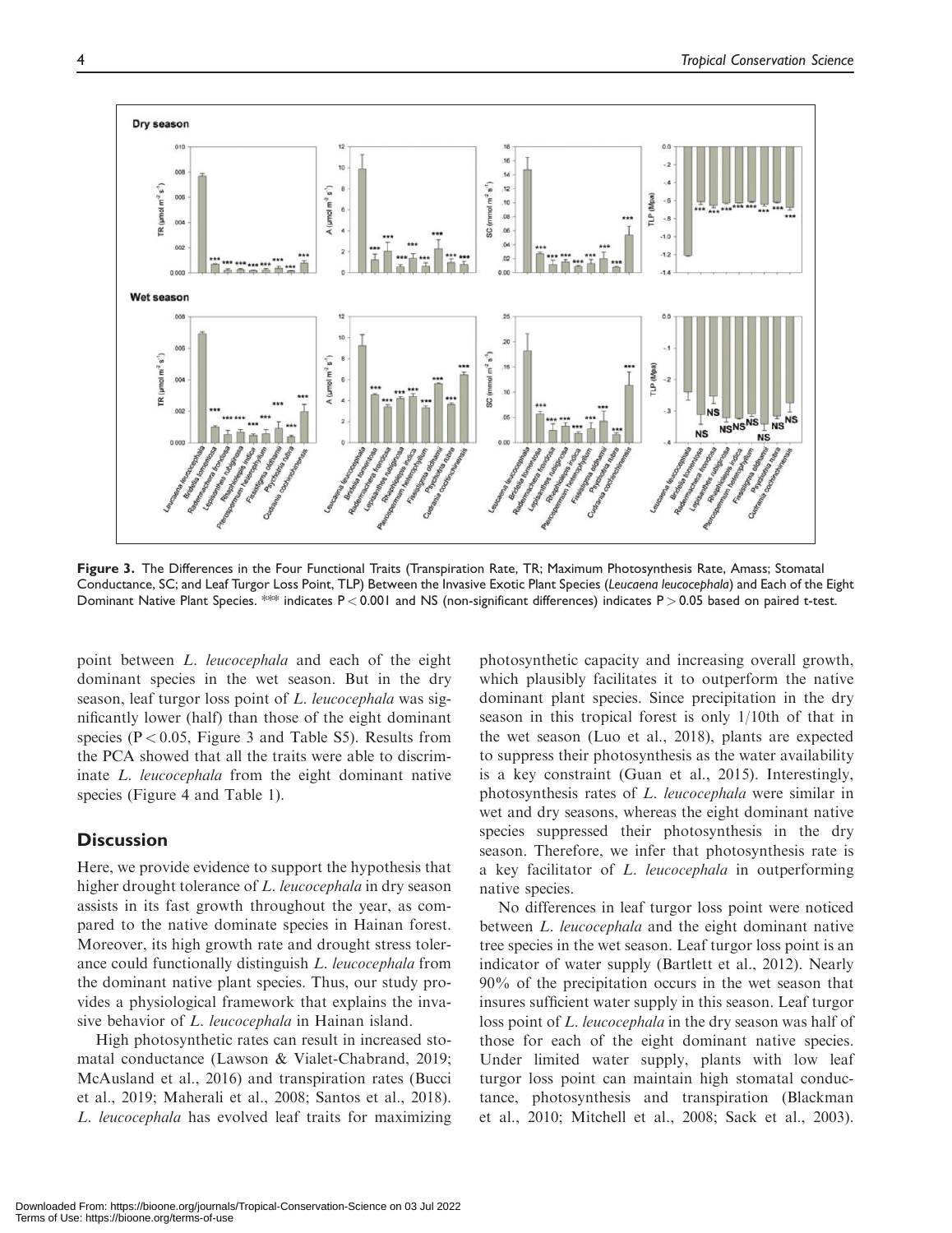**Figure 3.** The Differences in the Four Functional Traits (Transpiration Rate, TR; Maximum Photosynthesis Rate, Amass; Stomatal Conductance, SC; and Leaf Turgor Loss Point, TLP) Between the Invasive Exotic Plant Species (*Leucaena leucocephala*) and Each of the Eight Dominant Native Plant Species. *** indicates $P < 0.001$ and NS (non-significant differences) indicates $P > 0.05$ based on paired t-test.

point between *L. leucocephala* and each of the eight dominant species in the wet season. But in the dry season, leaf turgor loss point of *L. leucocephala* was significantly lower (half) than those of the eight dominant species ($P < 0.05$, Figure 3 and Table S5). Results from the PCA showed that all the traits were able to discriminate *L. leucocephala* from the eight dominant native species (Figure 4 and Table 1).

## Discussion

Here, we provide evidence to support the hypothesis that higher drought tolerance of *L. leucocephala* in dry season assists in its fast growth throughout the year, as compared to the native dominate species in Hainan forest. Moreover, its high growth rate and drought stress tolerance could functionally distinguish *L. leucocephala* from the dominant native plant species. Thus, our study provides a physiological framework that explains the invasive behavior of *L. leucocephala* in Hainan island.

High photosynthetic rates can result in increased stomatal conductance (Lawson & Vialet-Chabrand, 2019; McAusland et al., 2016) and transpiration rates (Bucci et al., 2019; Maherali et al., 2008; Santos et al., 2018). *L. leucocephala* has evolved leaf traits for maximizing photosynthetic capacity and increasing overall growth, which plausibly facilitates it to outperform the native dominant plant species. Since precipitation in the dry season in this tropical forest is only 1/10th of that in the wet season (Luo et al., 2018), plants are expected to suppress their photosynthesis as the water availability is a key constraint (Guan et al., 2015). Interestingly, photosynthesis rates of *L. leucocephala* were similar in wet and dry seasons, whereas the eight dominant native species suppressed their photosynthesis in the dry season. Therefore, we infer that photosynthesis rate is a key facilitator of *L. leucocephala* in outperforming native species.

No differences in leaf turgor loss point were noticed between *L. leucocephala* and the eight dominant native tree species in the wet season. Leaf turgor loss point is an indicator of water supply (Bartlett et al., 2012). Nearly 90% of the precipitation occurs in the wet season that insures sufficient water supply in this season. Leaf turgor loss point of *L. leucocephala* in the dry season was half of those for each of the eight dominant native species. Under limited water supply, plants with low leaf turgor loss point can maintain high stomatal conductance, photosynthesis and transpiration (Blackman et al., 2010; Mitchell et al., 2008; Sack et al., 2003).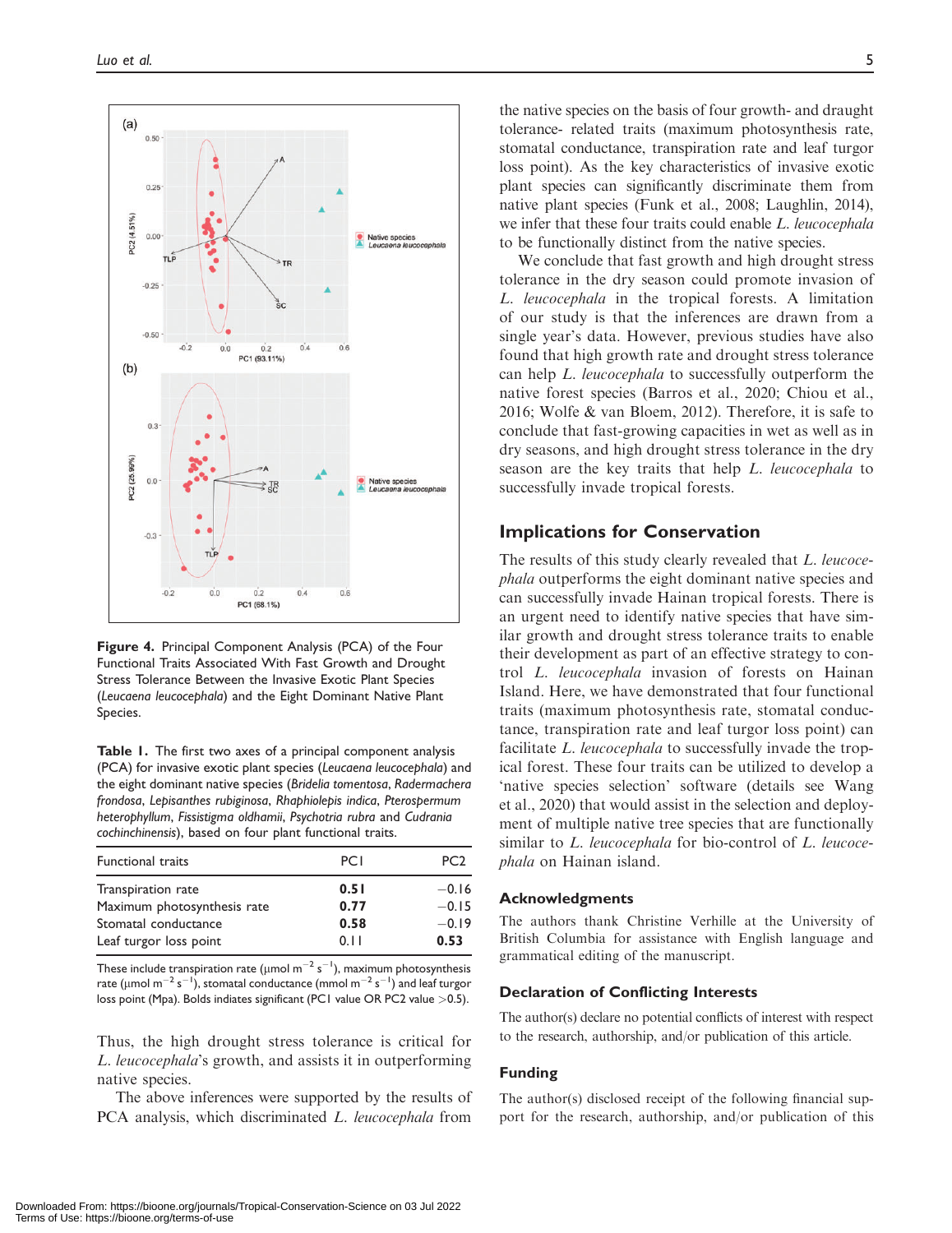Figure 4. Principal Component Analysis (PCA) of the Four Functional Traits Associated With Fast Growth and Drought Stress Tolerance Between the Invasive Exotic Plant Species (*Leucaena leucocephala*) and the Eight Dominant Native Plant Species.

Table 1. The first two axes of a principal component analysis (PCA) for invasive exotic plant species (*Leucaena leucocephala*) and the eight dominant native species (*Bridelia tomentosa*, *Radermachera frondosa*, *Lepisanthes rubiginosa*, *Rhaphiolepis indica*, *Pterospermum heterophyllum*, *Fissistigma oldhamii*, *Psychotria rubra* and *Cudrania cochinchinensis*), based on four plant functional traits.

| Functional traits | PC1 | PC2 |
|---|---|---|
| Transpiration rate | **0.51** | −0.16 |
| Maximum photosynthesis rate | **0.77** | −0.15 |
| Stomatal conductance | **0.58** | −0.19 |
| Leaf turgor loss point | 0.11 | **0.53** |

These include transpiration rate ($\mu$mol m$^{-2}$ s$^{-1}$), maximum photosynthesis rate ($\mu$mol m$^{-2}$ s$^{-1}$), stomatal conductance (mmol m$^{-2}$ s$^{-1}$) and leaf turgor loss point (Mpa). Bolds indicates significant (PC1 value OR PC2 value >0.5).

Thus, the high drought stress tolerance is critical for *L. leucocephala*'s growth, and assists it in outperforming native species.

The above inferences were supported by the results of PCA analysis, which discriminated *L. leucocephala* from the native species on the basis of four growth- and draught tolerance- related traits (maximum photosynthesis rate, stomatal conductance, transpiration rate and leaf turgor loss point). As the key characteristics of invasive exotic plant species can significantly discriminate them from native plant species (Funk et al., 2008; Laughlin, 2014), we infer that these four traits could enable *L. leucocephala* to be functionally distinct from the native species.

We conclude that fast growth and high drought stress tolerance in the dry season could promote invasion of *L. leucocephala* in the tropical forests. A limitation of our study is that the inferences are drawn from a single year's data. However, previous studies have also found that high growth rate and drought stress tolerance can help *L. leucocephala* to successfully outperform the native forest species (Barros et al., 2020; Chiou et al., 2016; Wolfe & van Bloem, 2012). Therefore, it is safe to conclude that fast-growing capacities in wet as well as in dry seasons, and high drought stress tolerance in the dry season are the key traits that help *L. leucocephala* to successfully invade tropical forests.

## Implications for Conservation

The results of this study clearly revealed that *L. leucocephala* outperforms the eight dominant native species and can successfully invade Hainan tropical forests. There is an urgent need to identify native species that have similar growth and drought stress tolerance traits to enable their development as part of an effective strategy to control *L. leucocephala* invasion of forests on Hainan Island. Here, we have demonstrated that four functional traits (maximum photosynthesis rate, stomatal conductance, transpiration rate and leaf turgor loss point) can facilitate *L. leucocephala* to successfully invade the tropical forest. These four traits can be utilized to develop a 'native species selection' software (details see Wang et al., 2020) that would assist in the selection and deployment of multiple native tree species that are functionally similar to *L. leucocephala* for bio-control of *L. leucocephala* on Hainan island.

## Acknowledgments

The authors thank Christine Verhille at the University of British Columbia for assistance with English language and grammatical editing of the manuscript.

## Declaration of Conflicting Interests

The author(s) declare no potential conflicts of interest with respect to the research, authorship, and/or publication of this article.

## Funding

The author(s) disclosed receipt of the following financial support for the research, authorship, and/or publication of this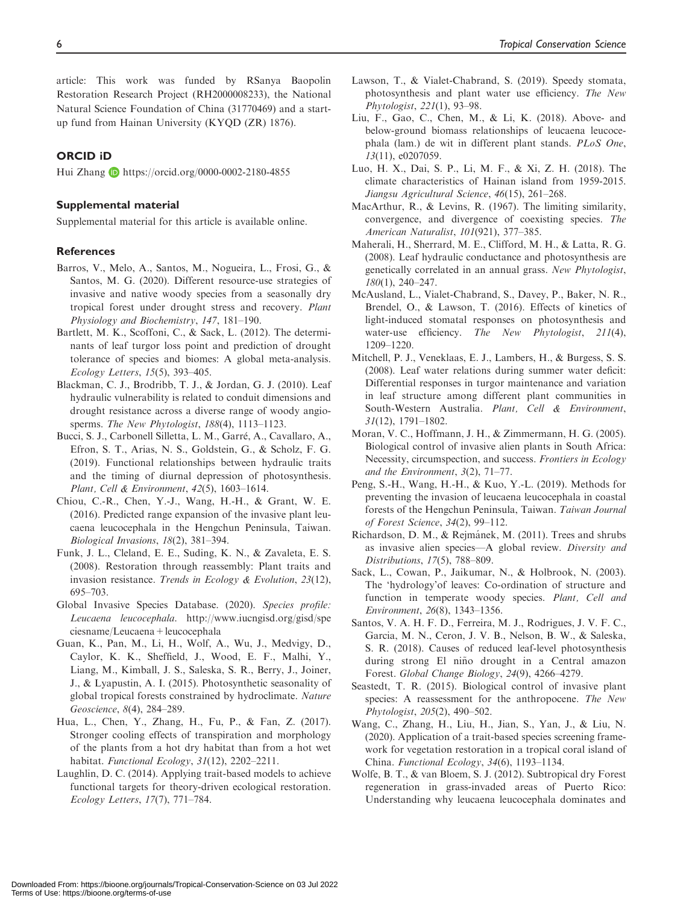article: This work was funded by RSanya Baopolin Restoration Research Project (RH2000008233), the National Natural Science Foundation of China (31770469) and a start-up fund from Hainan University (KYQD (ZR) 1876).

## ORCID iD

Hui Zhang https://orcid.org/0000-0002-2180-4855

### Supplemental material

Supplemental material for this article is available online.

### References

Barros, V., Melo, A., Santos, M., Nogueira, L., Frosi, G., & Santos, M. G. (2020). Different resource-use strategies of invasive and native woody species from a seasonally dry tropical forest under drought stress and recovery. *Plant Physiology and Biochemistry*, *147*, 181–190.

Bartlett, M. K., Scoffoni, C., & Sack, L. (2012). The determinants of leaf turgor loss point and prediction of drought tolerance of species and biomes: A global meta-analysis. *Ecology Letters*, *15*(5), 393–405.

Blackman, C. J., Brodribb, T. J., & Jordan, G. J. (2010). Leaf hydraulic vulnerability is related to conduit dimensions and drought resistance across a diverse range of woody angiosperms. *The New Phytologist*, *188*(4), 1113–1123.

Bucci, S. J., Carbonell Silletta, L. M., Garré, A., Cavallaro, A., Efron, S. T., Arias, N. S., Goldstein, G., & Scholz, F. G. (2019). Functional relationships between hydraulic traits and the timing of diurnal depression of photosynthesis. *Plant, Cell & Environment*, *42*(5), 1603–1614.

Chiou, C.-R., Chen, Y.-J., Wang, H.-H., & Grant, W. E. (2016). Predicted range expansion of the invasive plant leucaena leucocephala in the Hengchun Peninsula, Taiwan. *Biological Invasions*, *18*(2), 381–394.

Funk, J. L., Cleland, E. E., Suding, K. N., & Zavaleta, E. S. (2008). Restoration through reassembly: Plant traits and invasion resistance. *Trends in Ecology & Evolution*, *23*(12), 695–703.

Global Invasive Species Database. (2020). *Species profile: Leucaena leucocephala*. http://www.iucngisd.org/gisd/speciesname/Leucaena+leucocephala

Guan, K., Pan, M., Li, H., Wolf, A., Wu, J., Medvigy, D., Caylor, K. K., Sheffield, J., Wood, E. F., Malhi, Y., Liang, M., Kimball, J. S., Saleska, S. R., Berry, J., Joiner, J., & Lyapustin, A. I. (2015). Photosynthetic seasonality of global tropical forests constrained by hydroclimate. *Nature Geoscience*, *8*(4), 284–289.

Hua, L., Chen, Y., Zhang, H., Fu, P., & Fan, Z. (2017). Stronger cooling effects of transpiration and morphology of the plants from a hot dry habitat than from a hot wet habitat. *Functional Ecology*, *31*(12), 2202–2211.

Laughlin, D. C. (2014). Applying trait-based models to achieve functional targets for theory-driven ecological restoration. *Ecology Letters*, *17*(7), 771–784.

Lawson, T., & Vialet-Chabrand, S. (2019). Speedy stomata, photosynthesis and plant water use efficiency. *The New Phytologist*, *221*(1), 93–98.

Liu, F., Gao, C., Chen, M., & Li, K. (2018). Above- and below-ground biomass relationships of leucaena leucocephala (lam.) de wit in different plant stands. *PLoS One*, *13*(11), e0207059.

Luo, H. X., Dai, S. P., Li, M. F., & Xi, Z. H. (2018). The climate characteristics of Hainan island from 1959-2015. *Jiangsu Agricultural Science*, *46*(15), 261–268.

MacArthur, R., & Levins, R. (1967). The limiting similarity, convergence, and divergence of coexisting species. *The American Naturalist*, *101*(921), 377–385.

Maherali, H., Sherrard, M. E., Clifford, M. H., & Latta, R. G. (2008). Leaf hydraulic conductance and photosynthesis are genetically correlated in an annual grass. *New Phytologist*, *180*(1), 240–247.

McAusland, L., Vialet-Chabrand, S., Davey, P., Baker, N. R., Brendel, O., & Lawson, T. (2016). Effects of kinetics of light-induced stomatal responses on photosynthesis and water-use efficiency. *The New Phytologist*, *211*(4), 1209–1220.

Mitchell, P. J., Veneklaas, E. J., Lambers, H., & Burgess, S. S. (2008). Leaf water relations during summer water deficit: Differential responses in turgor maintenance and variation in leaf structure among different plant communities in South-Western Australia. *Plant, Cell & Environment*, *31*(12), 1791–1802.

Moran, V. C., Hoffmann, J. H., & Zimmermann, H. G. (2005). Biological control of invasive alien plants in South Africa: Necessity, circumspection, and success. *Frontiers in Ecology and the Environment*, *3*(2), 71–77.

Peng, S.-H., Wang, H.-H., & Kuo, Y.-L. (2019). Methods for preventing the invasion of leucaena leucocephala in coastal forests of the Hengchun Peninsula, Taiwan. *Taiwan Journal of Forest Science*, *34*(2), 99–112.

Richardson, D. M., & Rejmánek, M. (2011). Trees and shrubs as invasive alien species—A global review. *Diversity and Distributions*, *17*(5), 788–809.

Sack, L., Cowan, P., Jaikumar, N., & Holbrook, N. (2003). The 'hydrology'of leaves: Co-ordination of structure and function in temperate woody species. *Plant, Cell and Environment*, *26*(8), 1343–1356.

Santos, V. A. H. F. D., Ferreira, M. J., Rodrigues, J. V. F. C., Garcia, M. N., Ceron, J. V. B., Nelson, B. W., & Saleska, S. R. (2018). Causes of reduced leaf-level photosynthesis during strong El niño drought in a Central amazon Forest. *Global Change Biology*, *24*(9), 4266–4279.

Seastedt, T. R. (2015). Biological control of invasive plant species: A reassessment for the anthropocene. *The New Phytologist*, *205*(2), 490–502.

Wang, C., Zhang, H., Liu, H., Jian, S., Yan, J., & Liu, N. (2020). Application of a trait-based species screening framework for vegetation restoration in a tropical coral island of China. *Functional Ecology*, *34*(6), 1193–1134.

Wolfe, B. T., & van Bloem, S. J. (2012). Subtropical dry Forest regeneration in grass-invaded areas of Puerto Rico: Understanding why leucaena leucocephala dominates and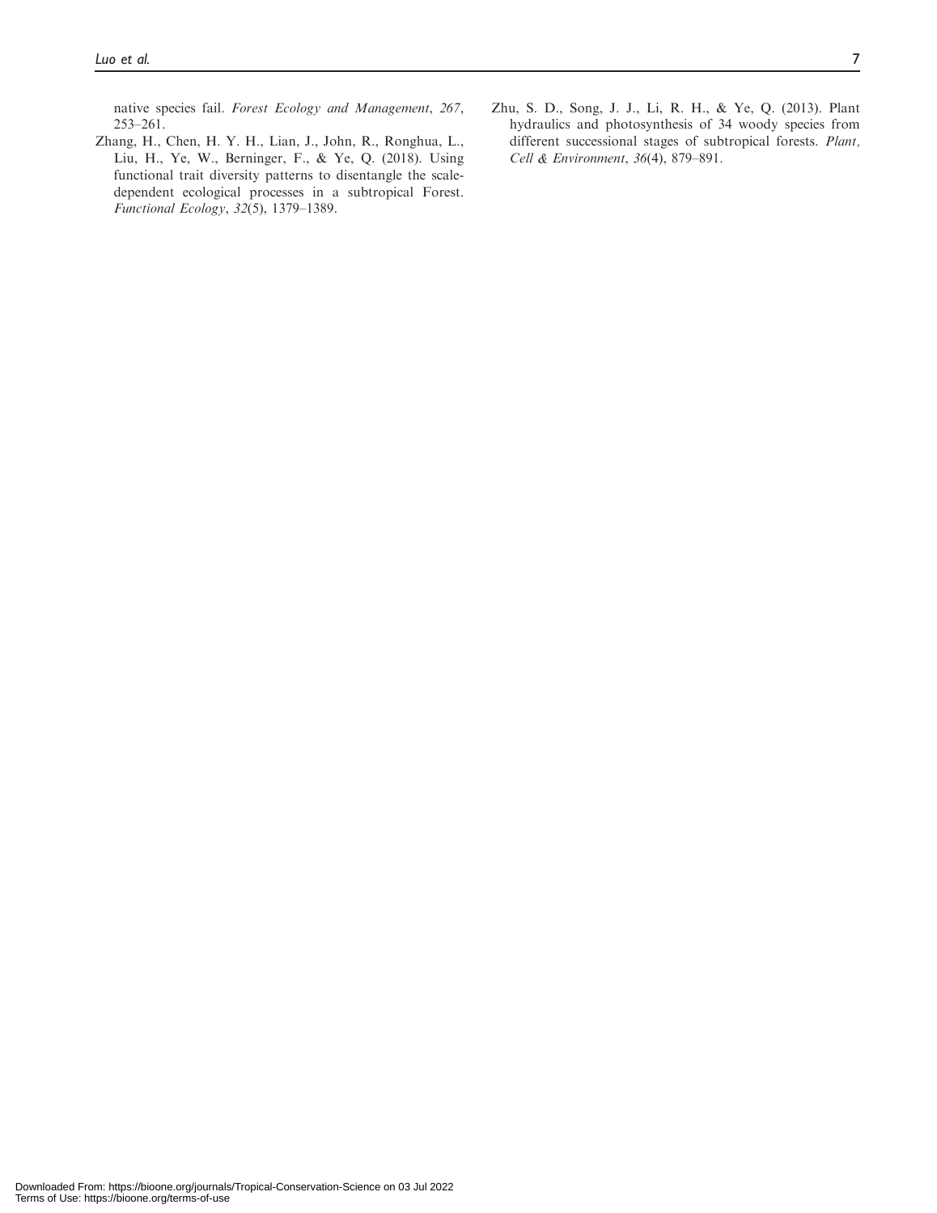native species fail. *Forest Ecology and Management*, *267*, 253–261.

Zhang, H., Chen, H. Y. H., Lian, J., John, R., Ronghua, L., Liu, H., Ye, W., Berninger, F., & Ye, Q. (2018). Using functional trait diversity patterns to disentangle the scale-dependent ecological processes in a subtropical Forest. *Functional Ecology*, *32*(5), 1379–1389.

Zhu, S. D., Song, J. J., Li, R. H., & Ye, Q. (2013). Plant hydraulics and photosynthesis of 34 woody species from different successional stages of subtropical forests. *Plant, Cell & Environment*, *36*(4), 879–891.

Downloaded From: https://bioone.org/journals/Tropical-Conservation-Science on 03 Jul 2022
Terms of Use: https://bioone.org/terms-of-use